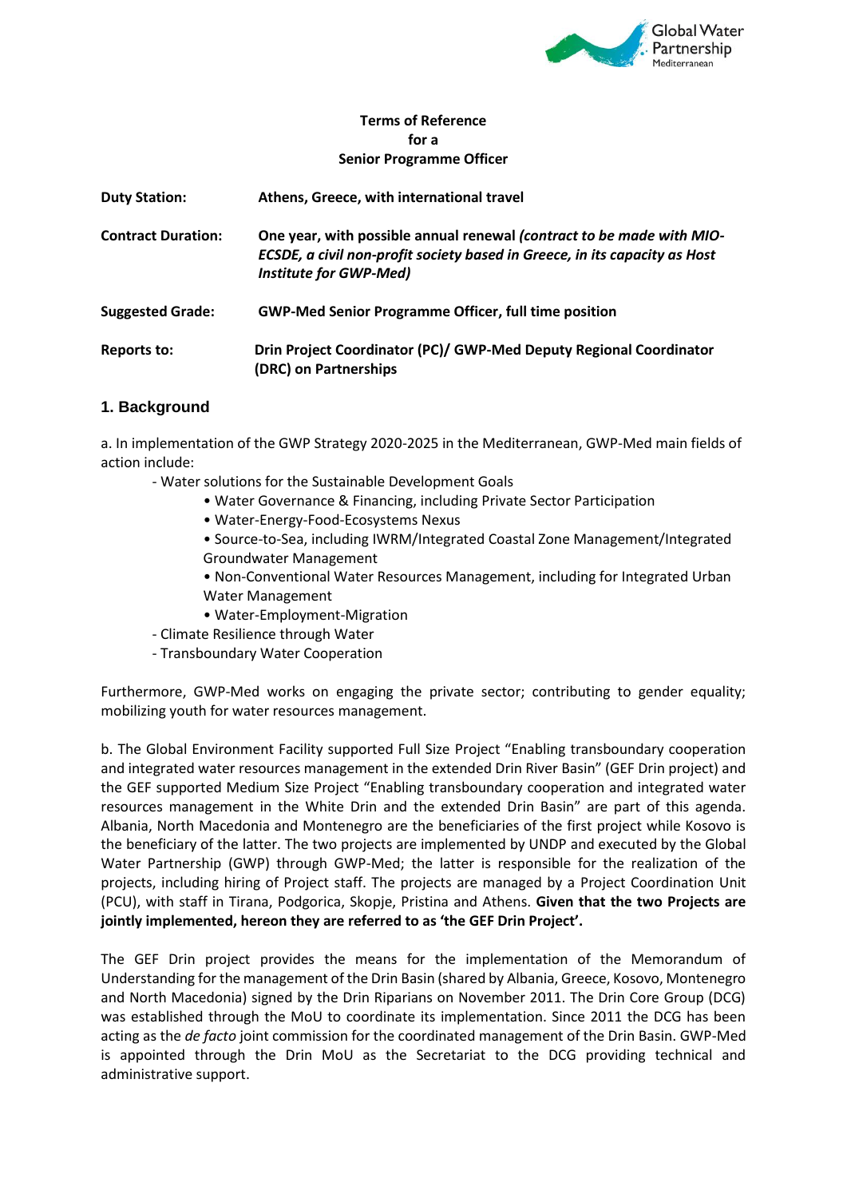**Terms of Reference**
**for a**
**Senior Programme Officer**

| | |
|---|---|
| **Duty Station:** | **Athens, Greece, with international travel** |
| **Contract Duration:** | **One year, with possible annual renewal** ***(contract to be made with MIO-ECSDE, a civil non-profit society based in Greece, in its capacity as Host Institute for GWP-Med)*** |
| **Suggested Grade:** | **GWP-Med Senior Programme Officer, full time position** |
| **Reports to:** | **Drin Project Coordinator (PC)/ GWP-Med Deputy Regional Coordinator (DRC) on Partnerships** |

## 1. Background

a. In implementation of the GWP Strategy 2020-2025 in the Mediterranean, GWP-Med main fields of action include:

- Water solutions for the Sustainable Development Goals
  - Water Governance & Financing, including Private Sector Participation
  - Water-Energy-Food-Ecosystems Nexus
  - Source-to-Sea, including IWRM/Integrated Coastal Zone Management/Integrated Groundwater Management
  - Non-Conventional Water Resources Management, including for Integrated Urban Water Management
  - Water-Employment-Migration
- Climate Resilience through Water
- Transboundary Water Cooperation

Furthermore, GWP-Med works on engaging the private sector; contributing to gender equality; mobilizing youth for water resources management.

b. The Global Environment Facility supported Full Size Project "Enabling transboundary cooperation and integrated water resources management in the extended Drin River Basin" (GEF Drin project) and the GEF supported Medium Size Project "Enabling transboundary cooperation and integrated water resources management in the White Drin and the extended Drin Basin" are part of this agenda. Albania, North Macedonia and Montenegro are the beneficiaries of the first project while Kosovo is the beneficiary of the latter. The two projects are implemented by UNDP and executed by the Global Water Partnership (GWP) through GWP-Med; the latter is responsible for the realization of the projects, including hiring of Project staff. The projects are managed by a Project Coordination Unit (PCU), with staff in Tirana, Podgorica, Skopje, Pristina and Athens. **Given that the two Projects are jointly implemented, hereon they are referred to as 'the GEF Drin Project'.**

The GEF Drin project provides the means for the implementation of the Memorandum of Understanding for the management of the Drin Basin (shared by Albania, Greece, Kosovo, Montenegro and North Macedonia) signed by the Drin Riparians on November 2011. The Drin Core Group (DCG) was established through the MoU to coordinate its implementation. Since 2011 the DCG has been acting as the *de facto* joint commission for the coordinated management of the Drin Basin. GWP-Med is appointed through the Drin MoU as the Secretariat to the DCG providing technical and administrative support.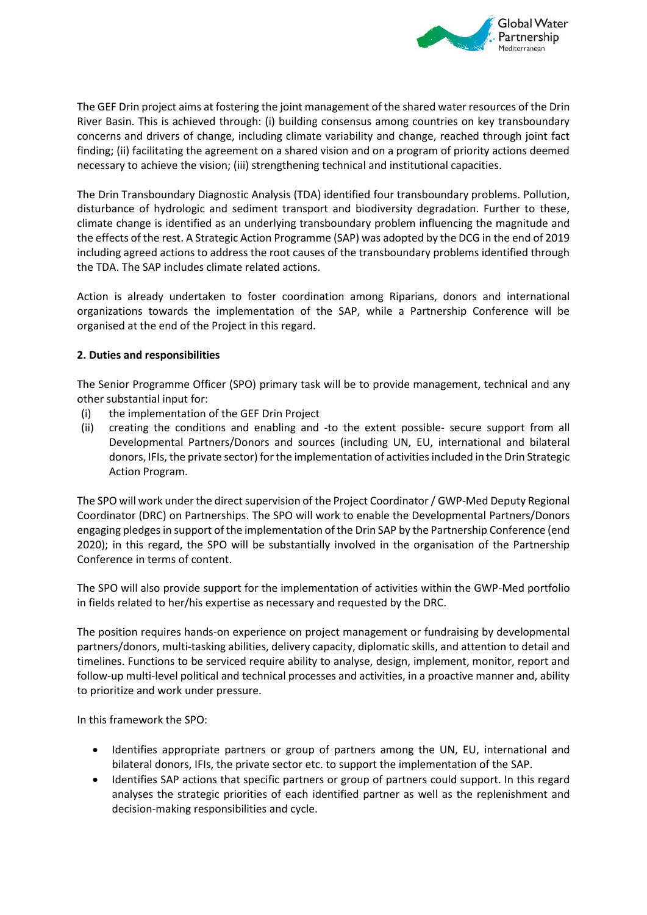The GEF Drin project aims at fostering the joint management of the shared water resources of the Drin River Basin. This is achieved through: (i) building consensus among countries on key transboundary concerns and drivers of change, including climate variability and change, reached through joint fact finding; (ii) facilitating the agreement on a shared vision and on a program of priority actions deemed necessary to achieve the vision; (iii) strengthening technical and institutional capacities.

The Drin Transboundary Diagnostic Analysis (TDA) identified four transboundary problems. Pollution, disturbance of hydrologic and sediment transport and biodiversity degradation. Further to these, climate change is identified as an underlying transboundary problem influencing the magnitude and the effects of the rest. A Strategic Action Programme (SAP) was adopted by the DCG in the end of 2019 including agreed actions to address the root causes of the transboundary problems identified through the TDA. The SAP includes climate related actions.

Action is already undertaken to foster coordination among Riparians, donors and international organizations towards the implementation of the SAP, while a Partnership Conference will be organised at the end of the Project in this regard.

### 2. Duties and responsibilities

The Senior Programme Officer (SPO) primary task will be to provide management, technical and any other substantial input for:

(i) the implementation of the GEF Drin Project
(ii) creating the conditions and enabling and -to the extent possible- secure support from all Developmental Partners/Donors and sources (including UN, EU, international and bilateral donors, IFIs, the private sector) for the implementation of activities included in the Drin Strategic Action Program.

The SPO will work under the direct supervision of the Project Coordinator / GWP-Med Deputy Regional Coordinator (DRC) on Partnerships. The SPO will work to enable the Developmental Partners/Donors engaging pledges in support of the implementation of the Drin SAP by the Partnership Conference (end 2020); in this regard, the SPO will be substantially involved in the organisation of the Partnership Conference in terms of content.

The SPO will also provide support for the implementation of activities within the GWP-Med portfolio in fields related to her/his expertise as necessary and requested by the DRC.

The position requires hands-on experience on project management or fundraising by developmental partners/donors, multi-tasking abilities, delivery capacity, diplomatic skills, and attention to detail and timelines. Functions to be serviced require ability to analyse, design, implement, monitor, report and follow-up multi-level political and technical processes and activities, in a proactive manner and, ability to prioritize and work under pressure.

In this framework the SPO:

- Identifies appropriate partners or group of partners among the UN, EU, international and bilateral donors, IFIs, the private sector etc. to support the implementation of the SAP.
- Identifies SAP actions that specific partners or group of partners could support. In this regard analyses the strategic priorities of each identified partner as well as the replenishment and decision-making responsibilities and cycle.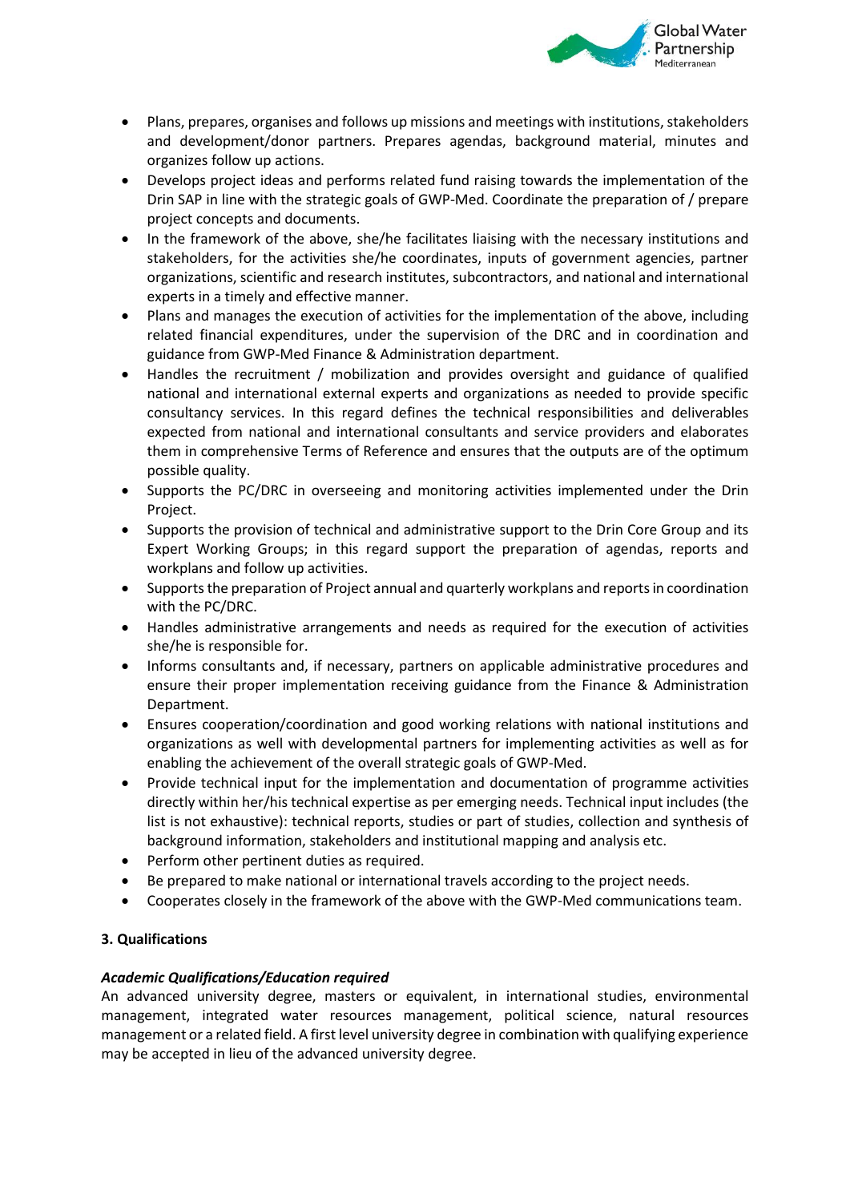- Plans, prepares, organises and follows up missions and meetings with institutions, stakeholders and development/donor partners. Prepares agendas, background material, minutes and organizes follow up actions.
- Develops project ideas and performs related fund raising towards the implementation of the Drin SAP in line with the strategic goals of GWP-Med. Coordinate the preparation of / prepare project concepts and documents.
- In the framework of the above, she/he facilitates liaising with the necessary institutions and stakeholders, for the activities she/he coordinates, inputs of government agencies, partner organizations, scientific and research institutes, subcontractors, and national and international experts in a timely and effective manner.
- Plans and manages the execution of activities for the implementation of the above, including related financial expenditures, under the supervision of the DRC and in coordination and guidance from GWP-Med Finance & Administration department.
- Handles the recruitment / mobilization and provides oversight and guidance of qualified national and international external experts and organizations as needed to provide specific consultancy services. In this regard defines the technical responsibilities and deliverables expected from national and international consultants and service providers and elaborates them in comprehensive Terms of Reference and ensures that the outputs are of the optimum possible quality.
- Supports the PC/DRC in overseeing and monitoring activities implemented under the Drin Project.
- Supports the provision of technical and administrative support to the Drin Core Group and its Expert Working Groups; in this regard support the preparation of agendas, reports and workplans and follow up activities.
- Supports the preparation of Project annual and quarterly workplans and reports in coordination with the PC/DRC.
- Handles administrative arrangements and needs as required for the execution of activities she/he is responsible for.
- Informs consultants and, if necessary, partners on applicable administrative procedures and ensure their proper implementation receiving guidance from the Finance & Administration Department.
- Ensures cooperation/coordination and good working relations with national institutions and organizations as well with developmental partners for implementing activities as well as for enabling the achievement of the overall strategic goals of GWP-Med.
- Provide technical input for the implementation and documentation of programme activities directly within her/his technical expertise as per emerging needs. Technical input includes (the list is not exhaustive): technical reports, studies or part of studies, collection and synthesis of background information, stakeholders and institutional mapping and analysis etc.
- Perform other pertinent duties as required.
- Be prepared to make national or international travels according to the project needs.
- Cooperates closely in the framework of the above with the GWP-Med communications team.

**3. Qualifications**

***Academic Qualifications/Education required***

An advanced university degree, masters or equivalent, in international studies, environmental management, integrated water resources management, political science, natural resources management or a related field. A first level university degree in combination with qualifying experience may be accepted in lieu of the advanced university degree.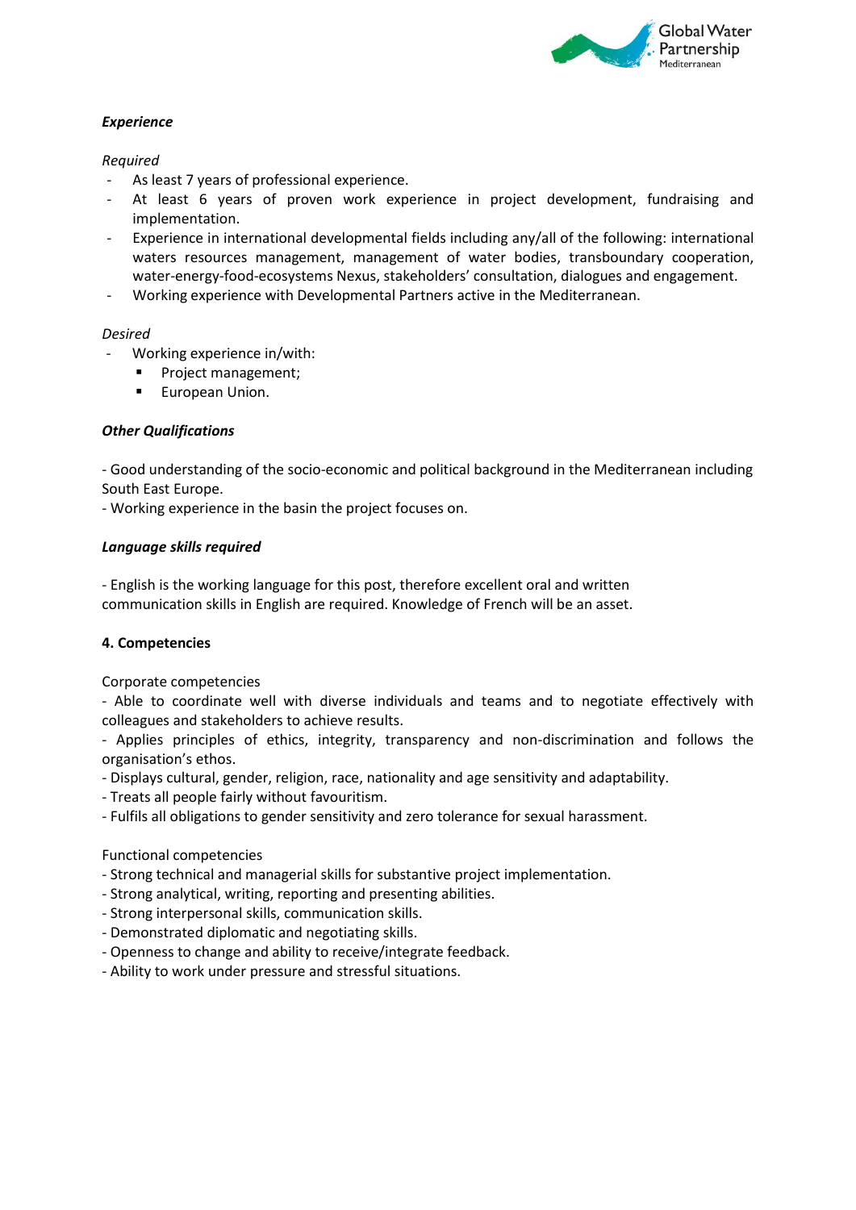***Experience***

*Required*

- As least 7 years of professional experience.
- At least 6 years of proven work experience in project development, fundraising and implementation.
- Experience in international developmental fields including any/all of the following: international waters resources management, management of water bodies, transboundary cooperation, water-energy-food-ecosystems Nexus, stakeholders' consultation, dialogues and engagement.
- Working experience with Developmental Partners active in the Mediterranean.

*Desired*

- Working experience in/with:
    - Project management;
    - European Union.

***Other Qualifications***

- Good understanding of the socio-economic and political background in the Mediterranean including South East Europe.
- Working experience in the basin the project focuses on.

***Language skills required***

- English is the working language for this post, therefore excellent oral and written communication skills in English are required. Knowledge of French will be an asset.

**4. Competencies**

Corporate competencies

- Able to coordinate well with diverse individuals and teams and to negotiate effectively with colleagues and stakeholders to achieve results.
- Applies principles of ethics, integrity, transparency and non-discrimination and follows the organisation's ethos.
- Displays cultural, gender, religion, race, nationality and age sensitivity and adaptability.
- Treats all people fairly without favouritism.
- Fulfils all obligations to gender sensitivity and zero tolerance for sexual harassment.

Functional competencies

- Strong technical and managerial skills for substantive project implementation.
- Strong analytical, writing, reporting and presenting abilities.
- Strong interpersonal skills, communication skills.
- Demonstrated diplomatic and negotiating skills.
- Openness to change and ability to receive/integrate feedback.
- Ability to work under pressure and stressful situations.